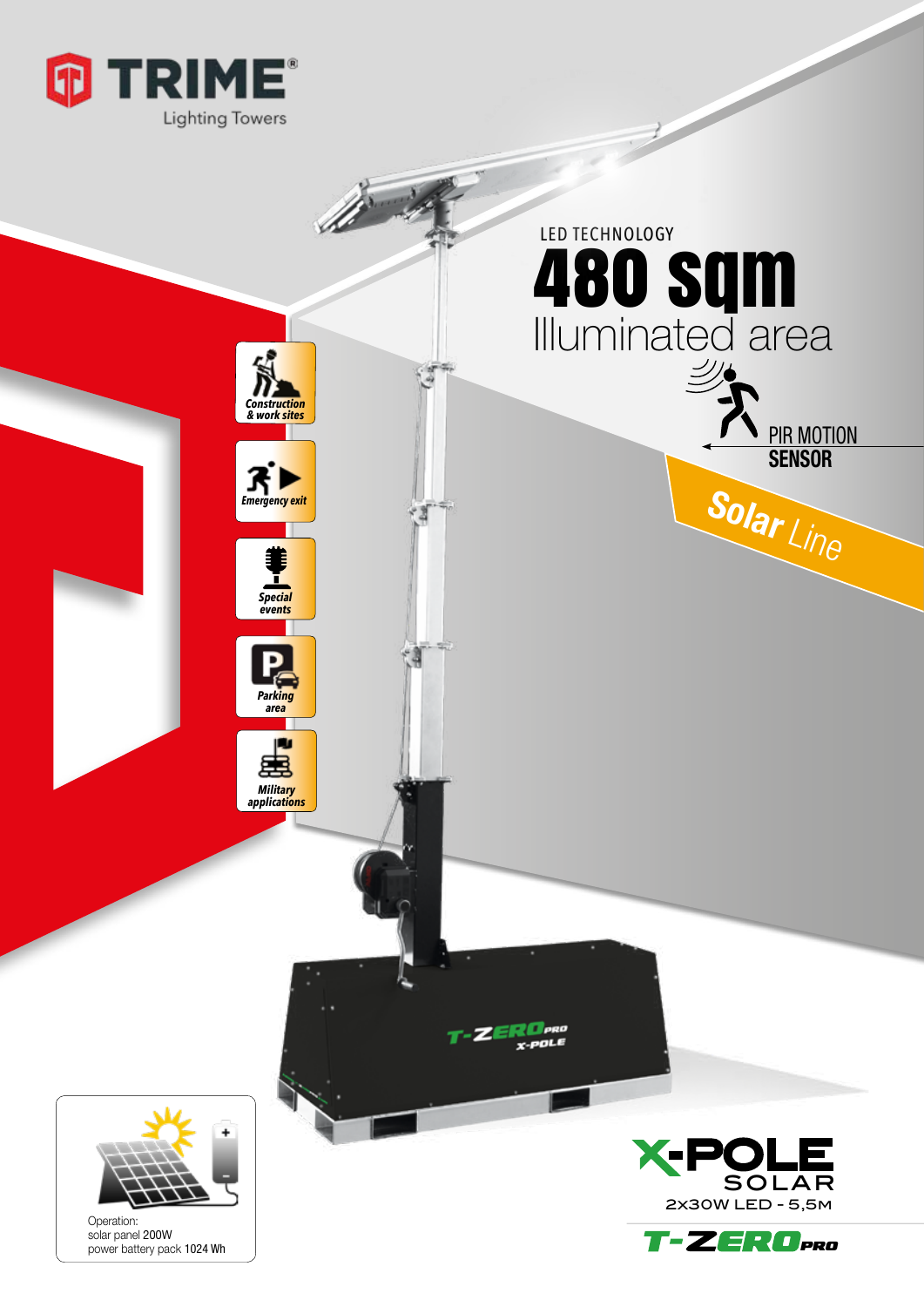# TRIME®

Lighting Towers

LED TECHNOLOGY

# 480 sqm

Illuminated area

PIR MOTION
**SENSOR**

**Solar** Line

- Construction & work sites
- Emergency exit
- Special events
- Parking area
- Military applications

T-ZERO PRO
X-POLE

Operation:
solar panel 200W
power battery pack 1024 Wh

## X-POLE SOLAR

2X30W LED - 5,5M

T-ZERO PRO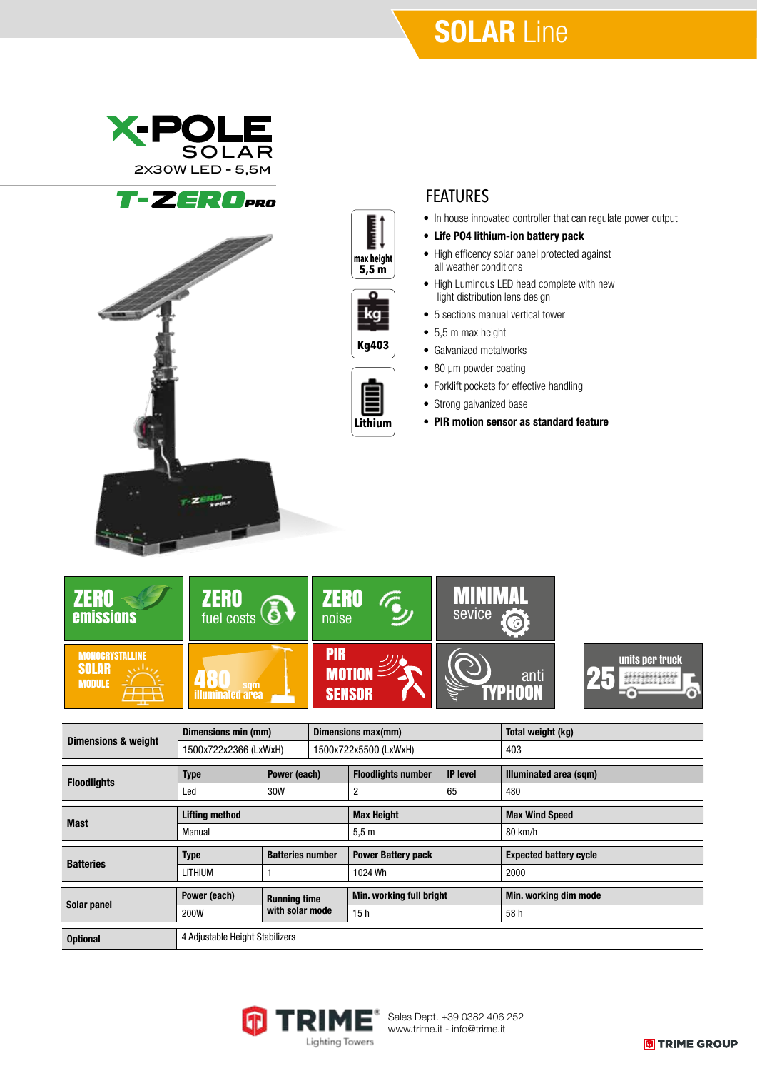# SOLAR Line

## X-POLE SOLAR

2x30W LED - 5,5M

## T-ZERO PRO

max height 5,5 m

Kg403

Lithium

## FEATURES

- In house innovated controller that can regulate power output
- **Life PO4 lithium-ion battery pack**
- High efficency solar panel protected against all weather conditions
- High Luminous LED head complete with new light distribution lens design
- 5 sections manual vertical tower
- 5,5 m max height
- Galvanized metalworks
- 80 µm powder coating
- Forklift pockets for effective handling
- Strong galvanized base
- **PIR motion sensor as standard feature**

ZERO emissions

ZERO fuel costs

ZERO noise

MINIMAL sevice

MONOCRYSTALLINE SOLAR MODULE

480 sqm illuminated area

PIR MOTION SENSOR

anti TYPHOON

25 units per truck

| | | | | | |
|---|---|---|---|---|---|
| **Dimensions & weight** | **Dimensions min (mm)** | | **Dimensions max(mm)** | | **Total weight (kg)** |
| | 1500x722x2366 (LxWxH) | | 1500x722x5500 (LxWxH) | | 403 |
| **Floodlights** | **Type** | **Power (each)** | **Floodlights number** | **IP level** | **Illuminated area (sqm)** |
| | Led | 30W | 2 | 65 | 480 |
| **Mast** | **Lifting method** | | **Max Height** | | **Max Wind Speed** |
| | Manual | | 5,5 m | | 80 km/h |
| **Batteries** | **Type** | **Batteries number** | **Power Battery pack** | | **Expected battery cycle** |
| | LITHIUM | 1 | 1024 Wh | | 2000 |
| **Solar panel** | **Power (each)** | **Running time with solar mode** | **Min. working full bright** | | **Min. working dim mode** |
| | 200W | | 15 h | | 58 h |
| **Optional** | 4 Adjustable Height Stabilizers | | | | |

TRIME® Lighting Towers

Sales Dept. +39 0382 406 252
www.trime.it - info@trime.it

TRIME GROUP